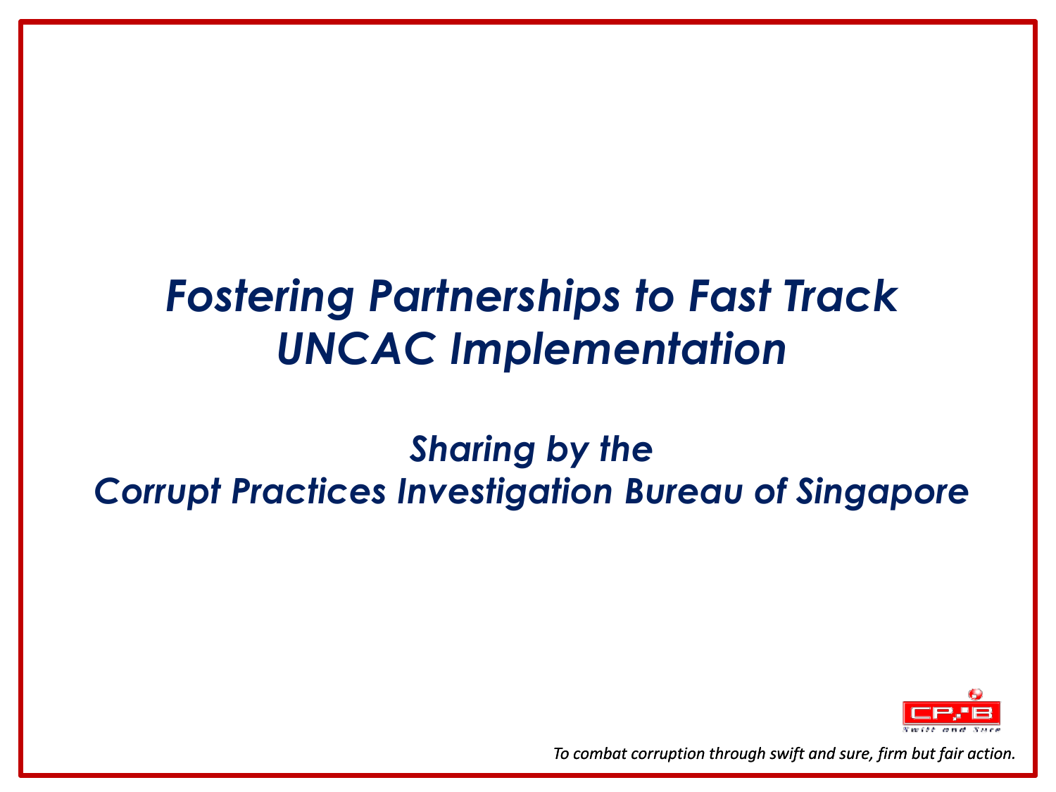# *Fostering Partnerships to Fast Track UNCAC Implementation*

## *Sharing by the Corrupt Practices Investigation Bureau of Singapore*

*To combat corruption through swift and sure, firm but fair action.*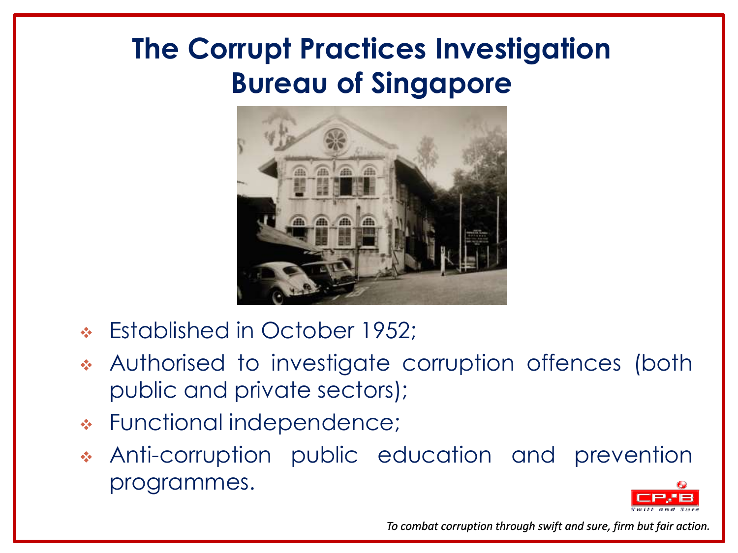# The Corrupt Practices Investigation Bureau of Singapore

- Established in October 1952;
- Authorised to investigate corruption offences (both public and private sectors);
- Functional independence;
- Anti-corruption public education and prevention programmes.

*To combat corruption through swift and sure, firm but fair action.*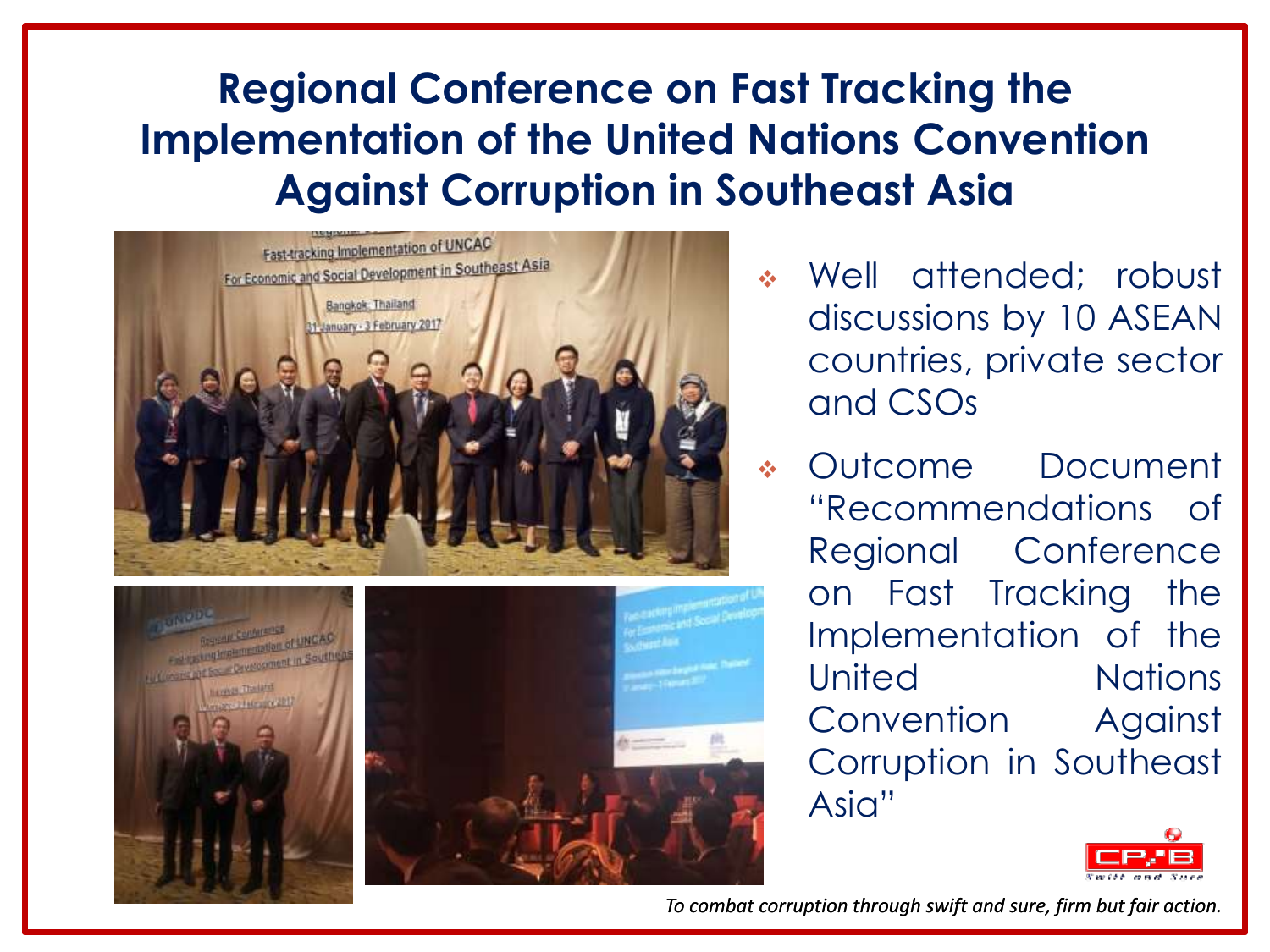# Regional Conference on Fast Tracking the Implementation of the United Nations Convention Against Corruption in Southeast Asia

- Well attended; robust discussions by 10 ASEAN countries, private sector and CSOs
- Outcome Document "Recommendations of Regional Conference on Fast Tracking the Implementation of the United Nations Convention Against Corruption in Southeast Asia"

*To combat corruption through swift and sure, firm but fair action.*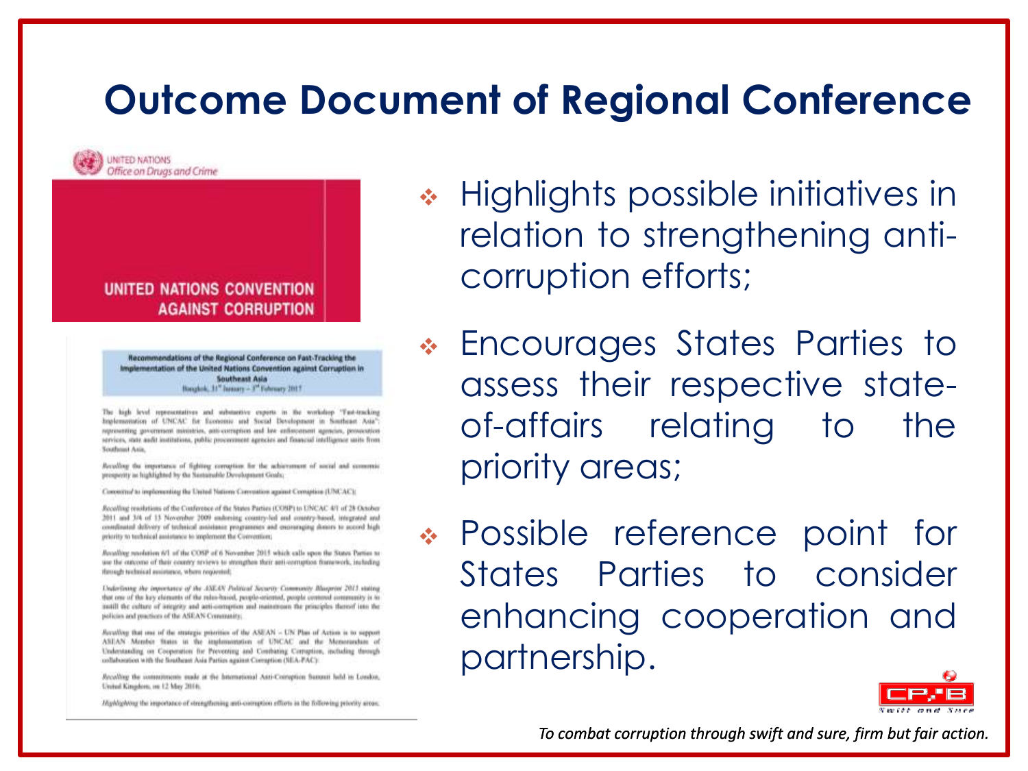# Outcome Document of Regional Conference

UNITED NATIONS
Office on Drugs and Crime

UNITED NATIONS CONVENTION AGAINST CORRUPTION

**Recommendations of the Regional Conference on Fast-Tracking the Implementation of the United Nations Convention against Corruption in Southeast Asia**
Bangkok, 31st January – 3rd February 2017

The high level representatives and substantive experts in the workshop "Fast-tracking Implementation of UNCAC for Economic and Social Development in Southeast Asia" representing government ministries, anti-corruption and law enforcement agencies, prosecution services, state audit institutions, public procurement agencies and financial intelligence units from Southeast Asia,

*Recalling* the importance of fighting corruption for the achievement of social and economic prosperity as highlighted by the Sustainable Development Goals;

*Committed* to implementing the United Nations Convention against Corruption (UNCAC);

*Recalling* resolutions of the Conference of the States Parties (COSP) to UNCAC 4/1 of 28 October 2011 and 3/4 of 13 November 2009 endorsing country-led and country-based, integrated and coordinated delivery of technical assistance programmes and encouraging donors to accord high priority to technical assistance to implement the Convention;

*Recalling* resolution 6/1 of the COSP of 6 November 2015 which calls upon the States Parties to use the outcome of their country reviews to strengthen their anti-corruption framework, including through technical assistance, where requested;

*Underlining* the importance of the ASEAN Political Security Community Blueprint 2025 stating that one of the key elements of the rules-based, people-oriented, people centred community is to instill the culture of integrity and anti-corruption and mainstream the principles thereof into the policies and practices of the ASEAN Community;

*Recalling* that one of the strategic priorities of the ASEAN – UN Plan of Action is to support ASEAN Member States in the implementation of UNCAC and the Memorandum of Understanding on Cooperation for Preventing and Combating Corruption, including through collaboration with the Southeast Asia Parties against Corruption (SEA-PAC);

*Recalling* the commitments made at the International Anti-Corruption Summit held in London, United Kingdom, on 12 May 2016;

*Highlighting* the importance of strengthening anti-corruption efforts in the following priority areas:

- Highlights possible initiatives in relation to strengthening anti-corruption efforts;
- Encourages States Parties to assess their respective state-of-affairs relating to the priority areas;
- Possible reference point for States Parties to consider enhancing cooperation and partnership.

CPIB
Swift and Sure

*To combat corruption through swift and sure, firm but fair action.*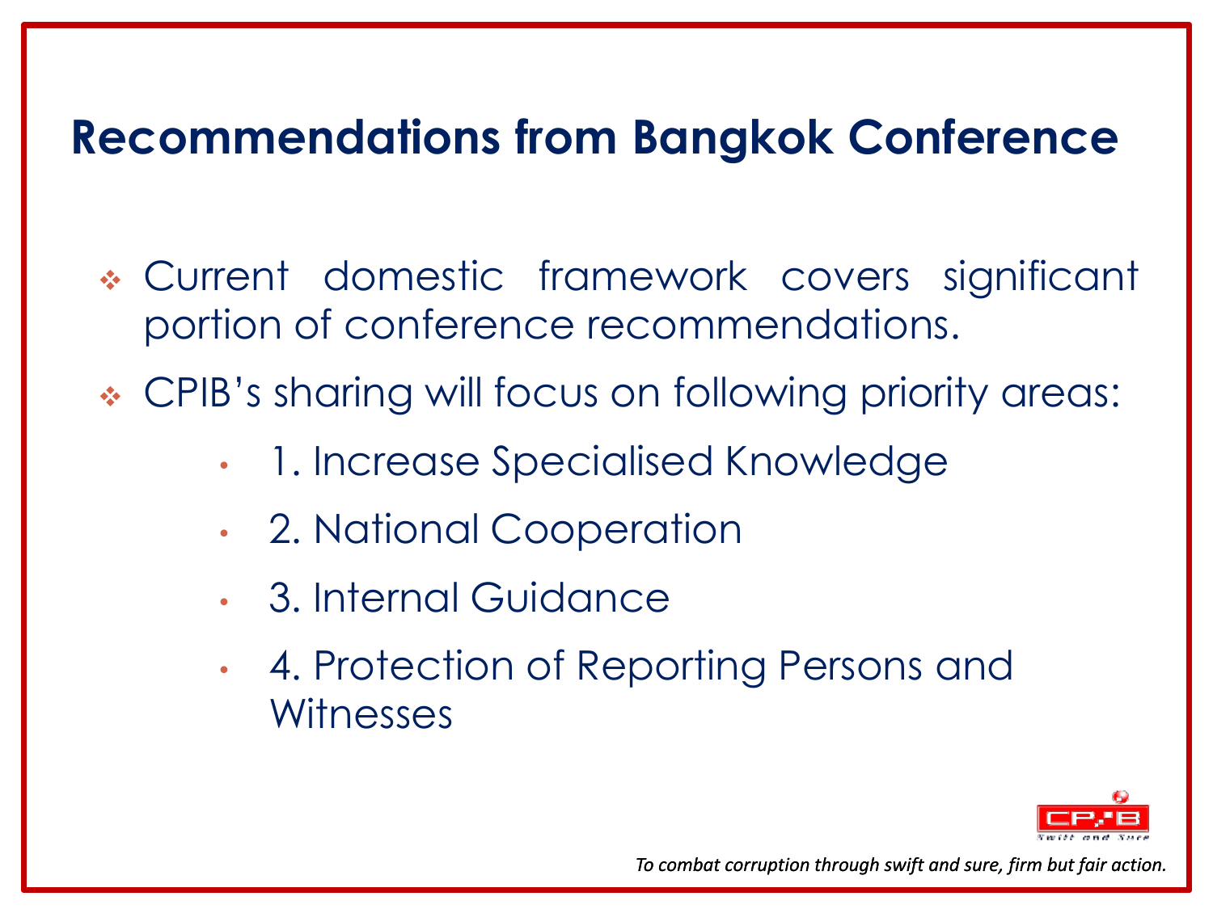# Recommendations from Bangkok Conference

- Current domestic framework covers significant portion of conference recommendations.
- CPIB's sharing will focus on following priority areas:
  - 1. Increase Specialised Knowledge
  - 2. National Cooperation
  - 3. Internal Guidance
  - 4. Protection of Reporting Persons and Witnesses

*To combat corruption through swift and sure, firm but fair action.*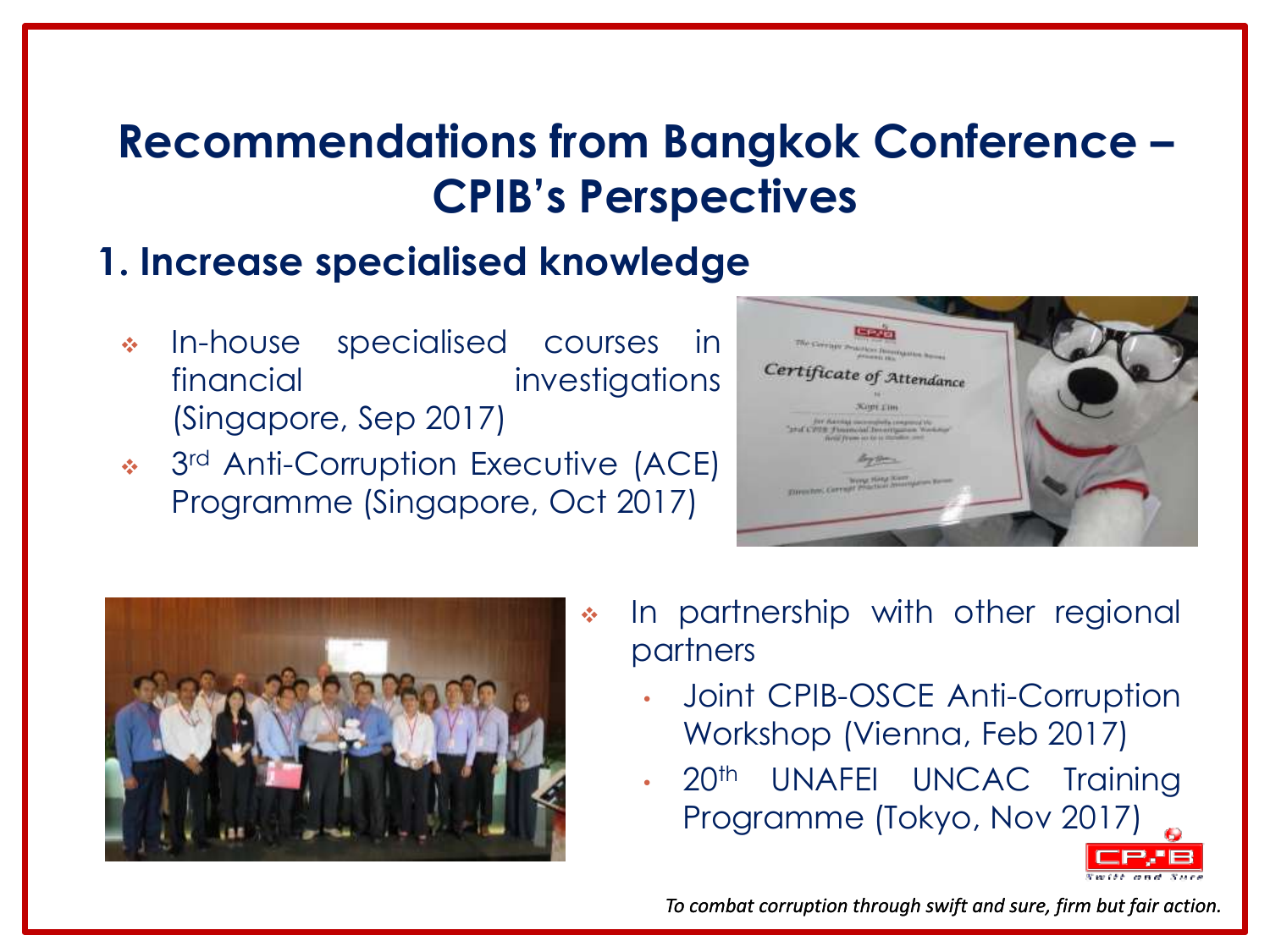# Recommendations from Bangkok Conference – CPIB's Perspectives

## 1. Increase specialised knowledge

- In-house specialised courses in financial investigations (Singapore, Sep 2017)
- 3rd Anti-Corruption Executive (ACE) Programme (Singapore, Oct 2017)
- In partnership with other regional partners
  - Joint CPIB-OSCE Anti-Corruption Workshop (Vienna, Feb 2017)
  - 20th UNAFEI UNCAC Training Programme (Tokyo, Nov 2017)

*To combat corruption through swift and sure, firm but fair action.*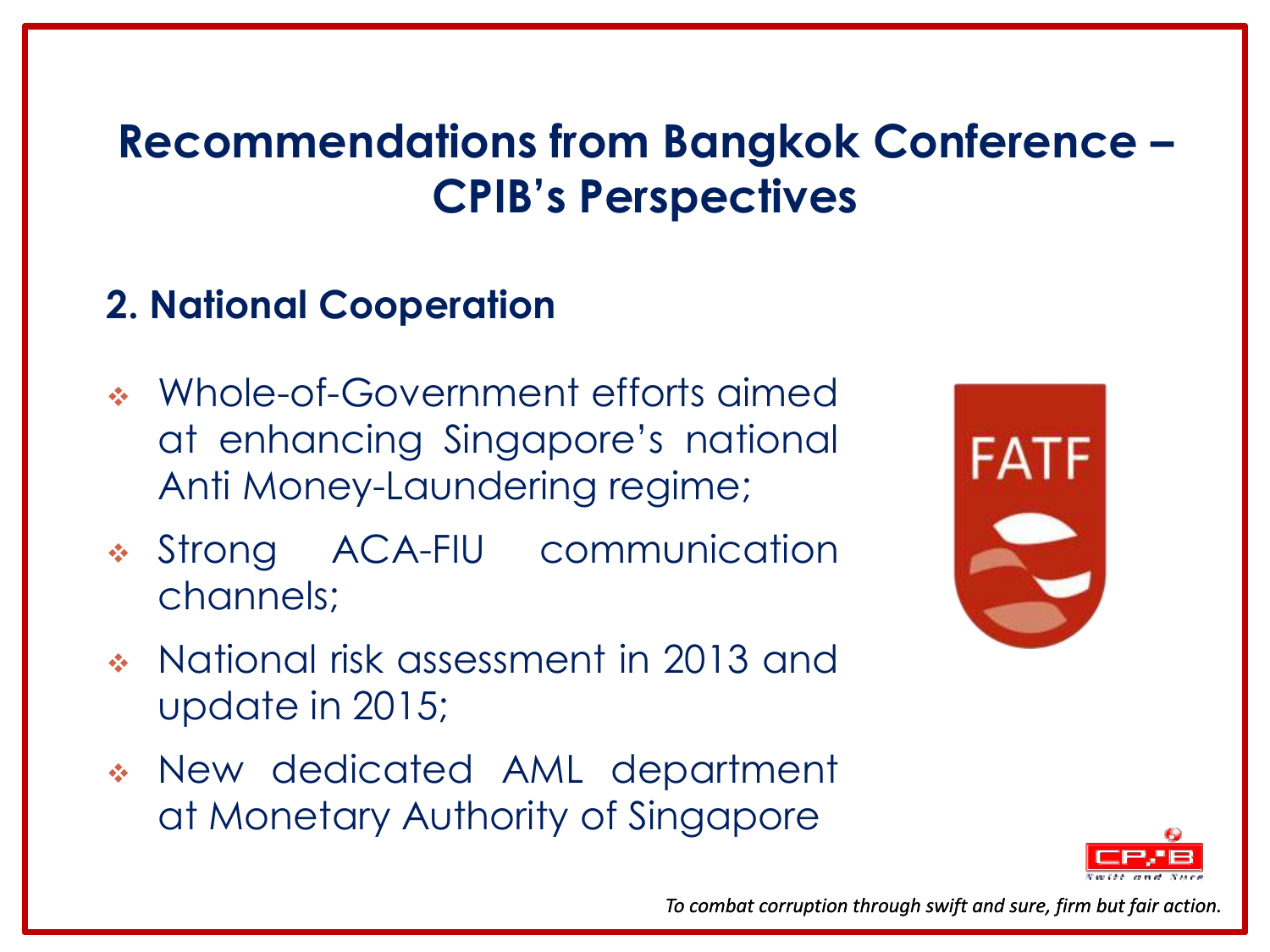# Recommendations from Bangkok Conference – CPIB's Perspectives

## 2. National Cooperation

- Whole-of-Government efforts aimed at enhancing Singapore's national Anti Money-Laundering regime;
- Strong ACA-FIU communication channels;
- National risk assessment in 2013 and update in 2015;
- New dedicated AML department at Monetary Authority of Singapore

*To combat corruption through swift and sure, firm but fair action.*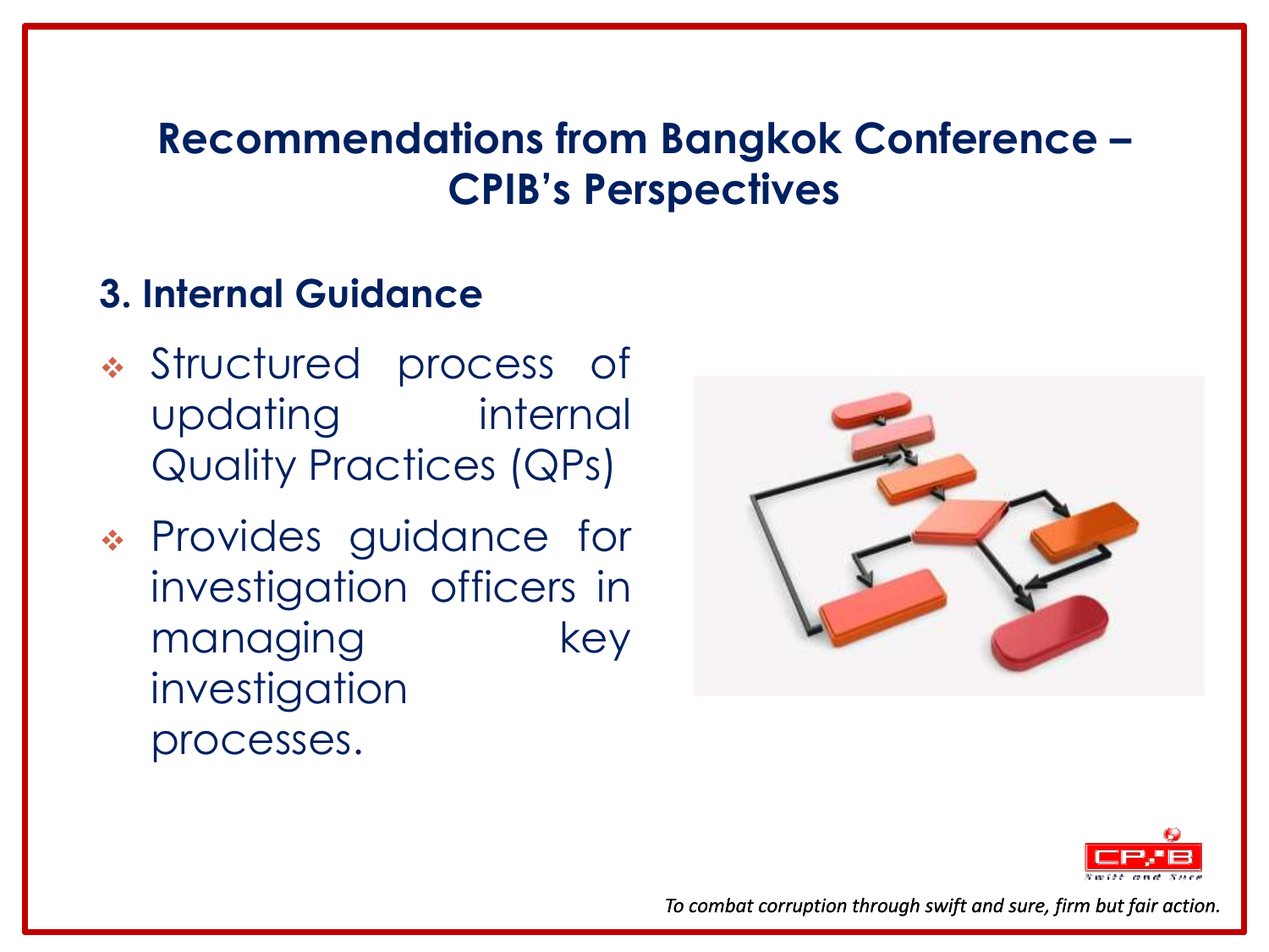# Recommendations from Bangkok Conference – CPIB's Perspectives

## 3. Internal Guidance

- Structured process of updating internal Quality Practices (QPs)
- Provides guidance for investigation officers in managing key investigation processes.

*To combat corruption through swift and sure, firm but fair action.*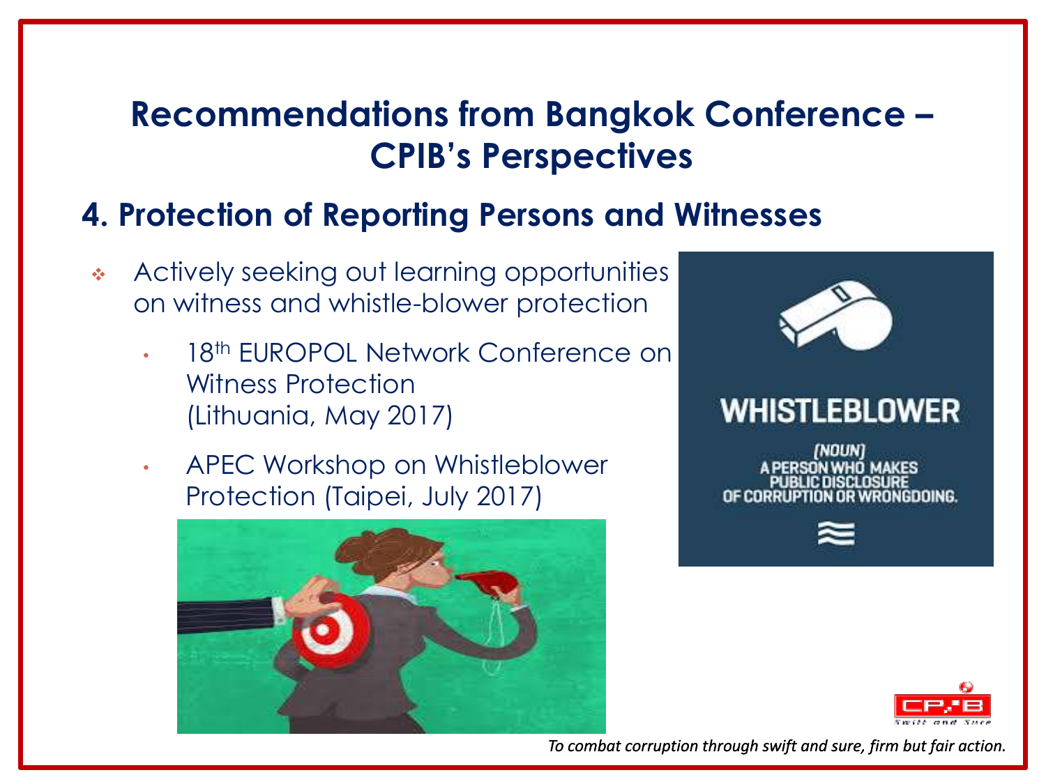# Recommendations from Bangkok Conference – CPIB's Perspectives

## 4. Protection of Reporting Persons and Witnesses

- Actively seeking out learning opportunities on witness and whistle-blower protection
  - 18th EUROPOL Network Conference on Witness Protection (Lithuania, May 2017)
  - APEC Workshop on Whistleblower Protection (Taipei, July 2017)

*To combat corruption through swift and sure, firm but fair action.*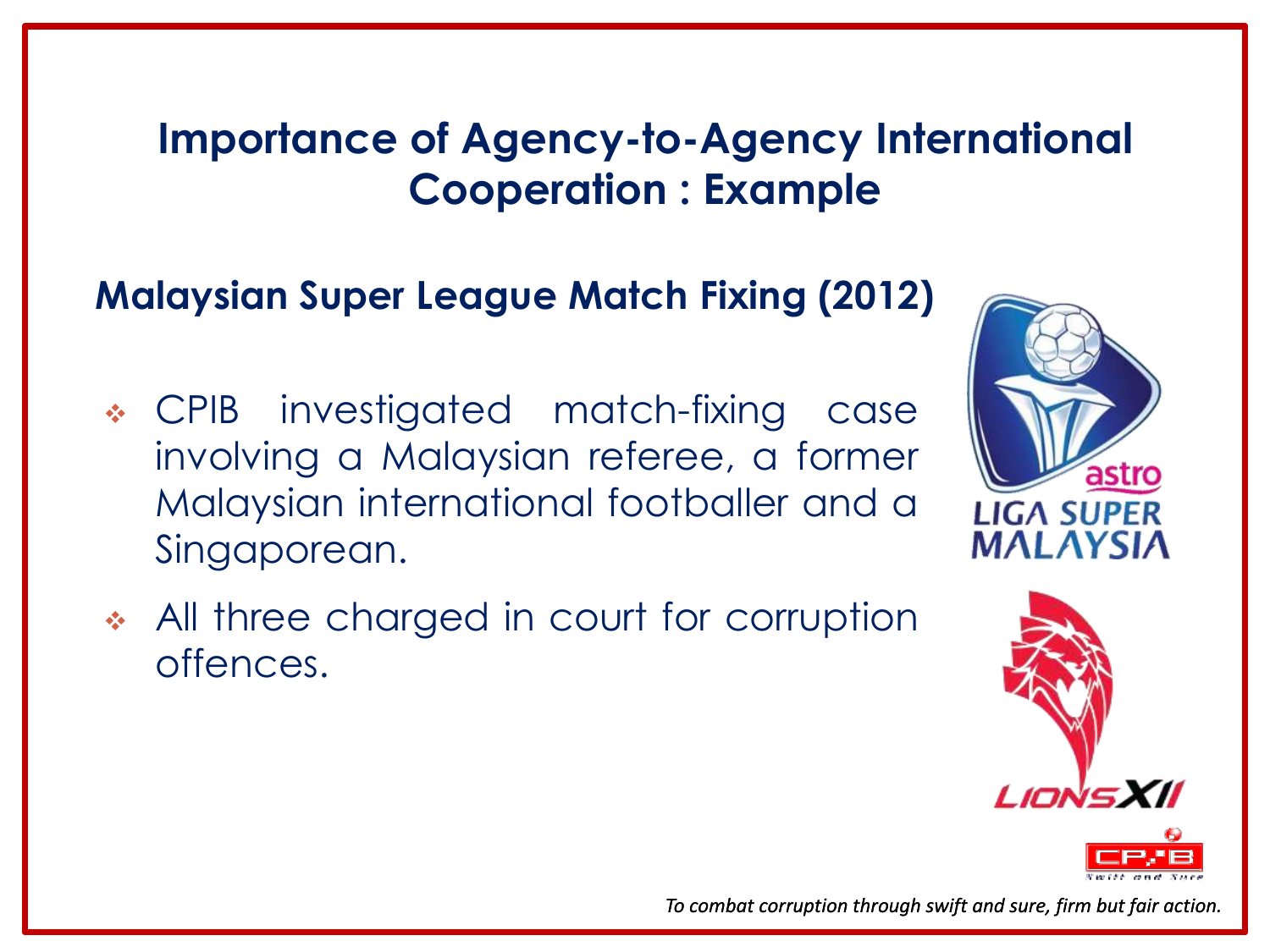# Importance of Agency-to-Agency International Cooperation : Example

## Malaysian Super League Match Fixing (2012)

- CPIB investigated match-fixing case involving a Malaysian referee, a former Malaysian international footballer and a Singaporean.
- All three charged in court for corruption offences.

*To combat corruption through swift and sure, firm but fair action.*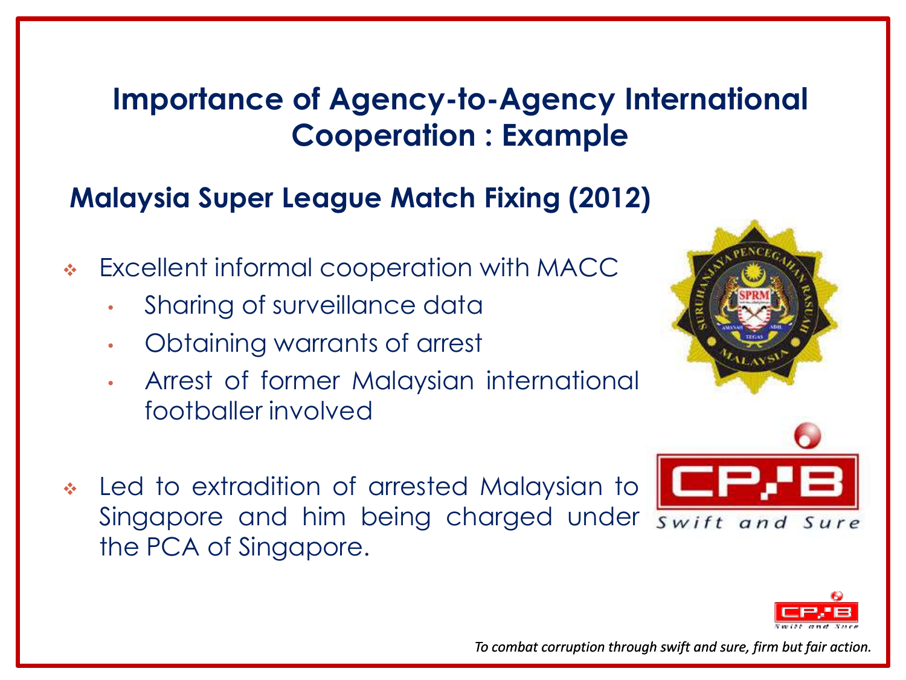# Importance of Agency-to-Agency International Cooperation : Example

## Malaysia Super League Match Fixing (2012)

- Excellent informal cooperation with MACC
  - Sharing of surveillance data
  - Obtaining warrants of arrest
  - Arrest of former Malaysian international footballer involved

- Led to extradition of arrested Malaysian to Singapore and him being charged under the PCA of Singapore.

*To combat corruption through swift and sure, firm but fair action.*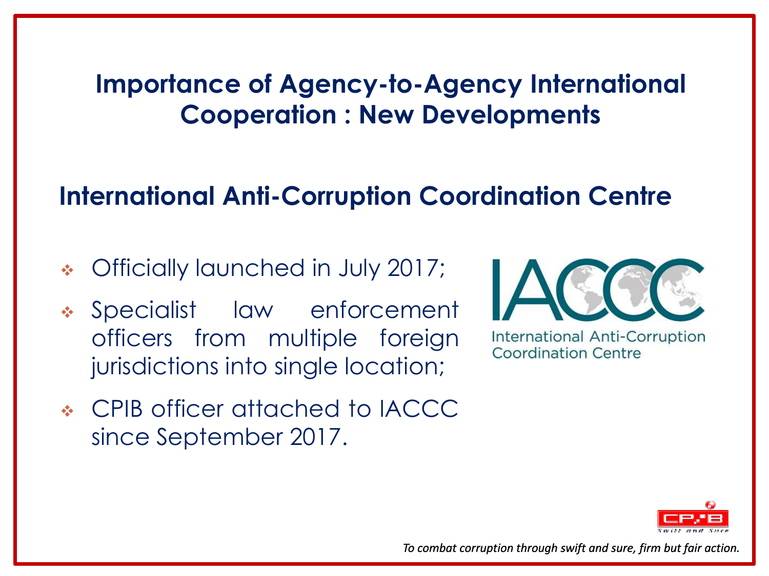# Importance of Agency-to-Agency International Cooperation : New Developments

## International Anti-Corruption Coordination Centre

- Officially launched in July 2017;
- Specialist law enforcement officers from multiple foreign jurisdictions into single location;
- CPIB officer attached to IACCC since September 2017.

IACCC
International Anti-Corruption Coordination Centre

*To combat corruption through swift and sure, firm but fair action.*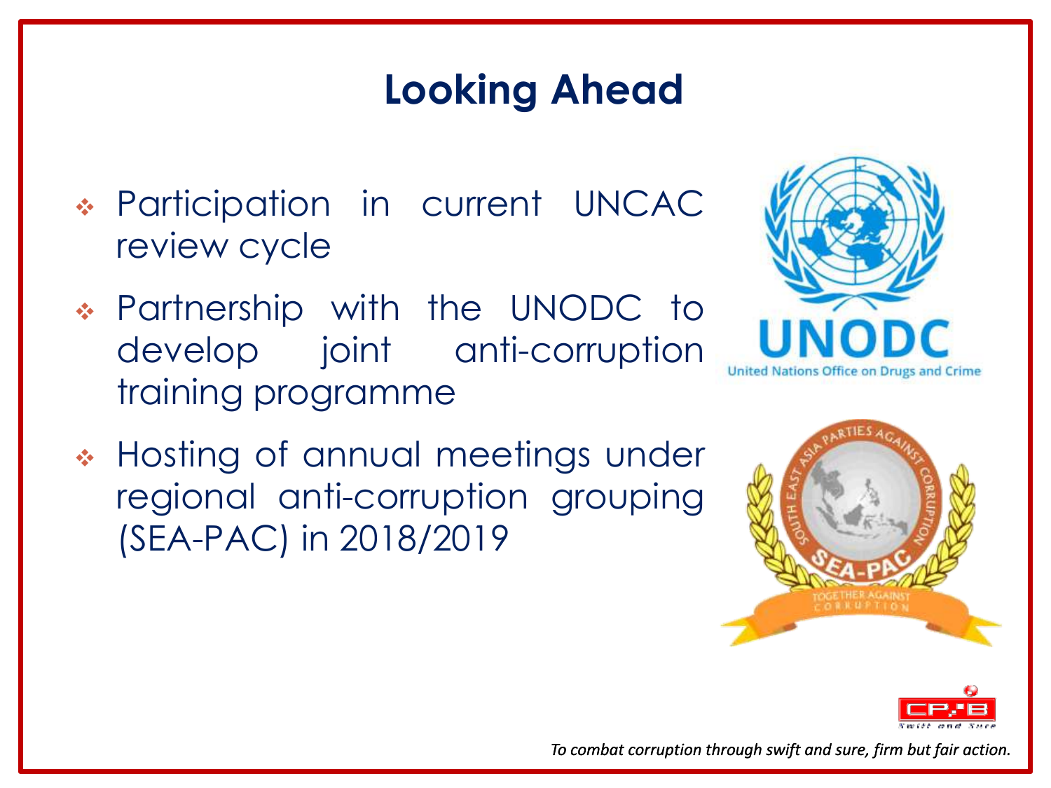# Looking Ahead

- Participation in current UNCAC review cycle
- Partnership with the UNODC to develop joint anti-corruption training programme
- Hosting of annual meetings under regional anti-corruption grouping (SEA-PAC) in 2018/2019

*To combat corruption through swift and sure, firm but fair action.*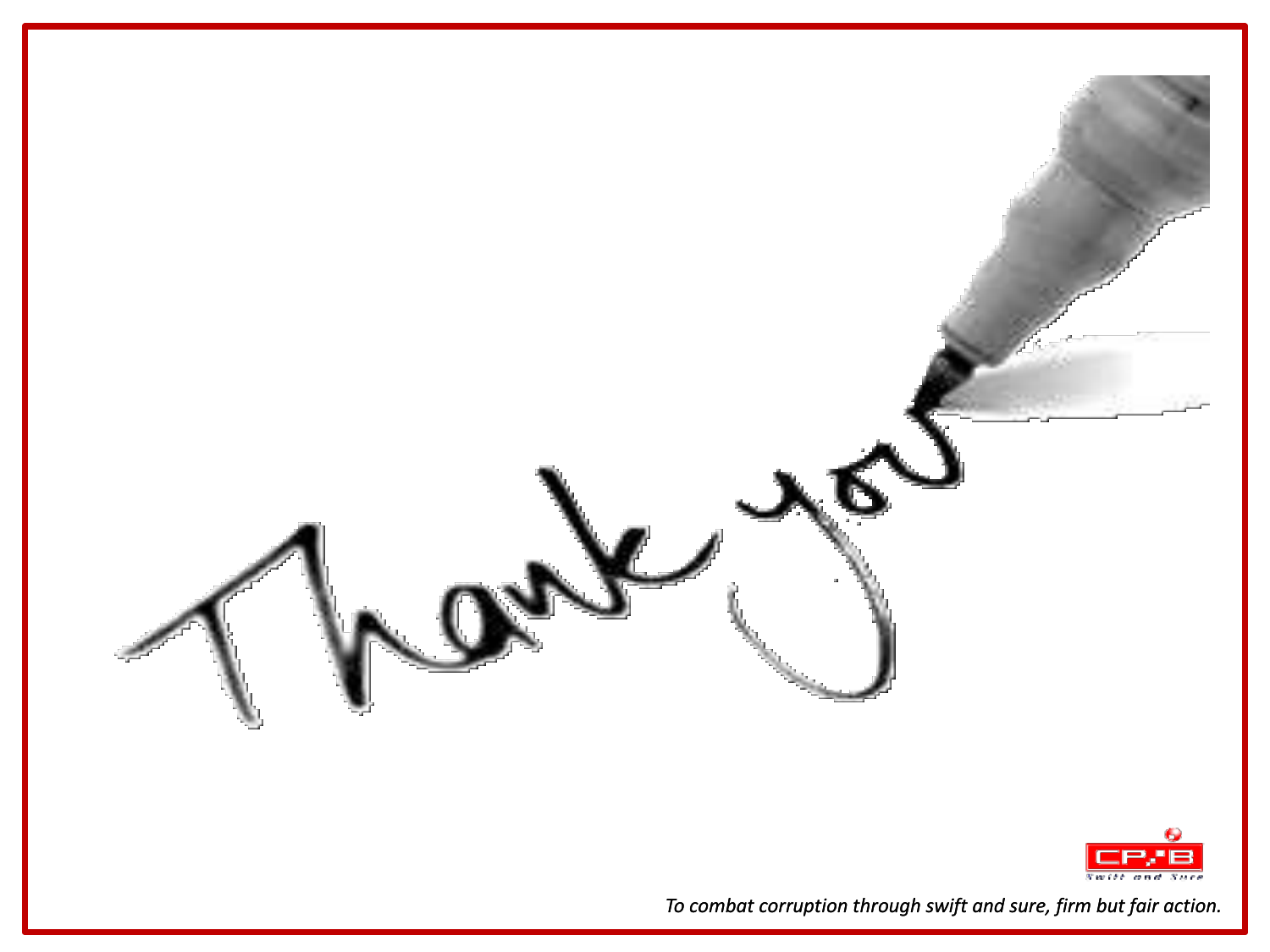Thank you

*To combat corruption through swift and sure, firm but fair action.*